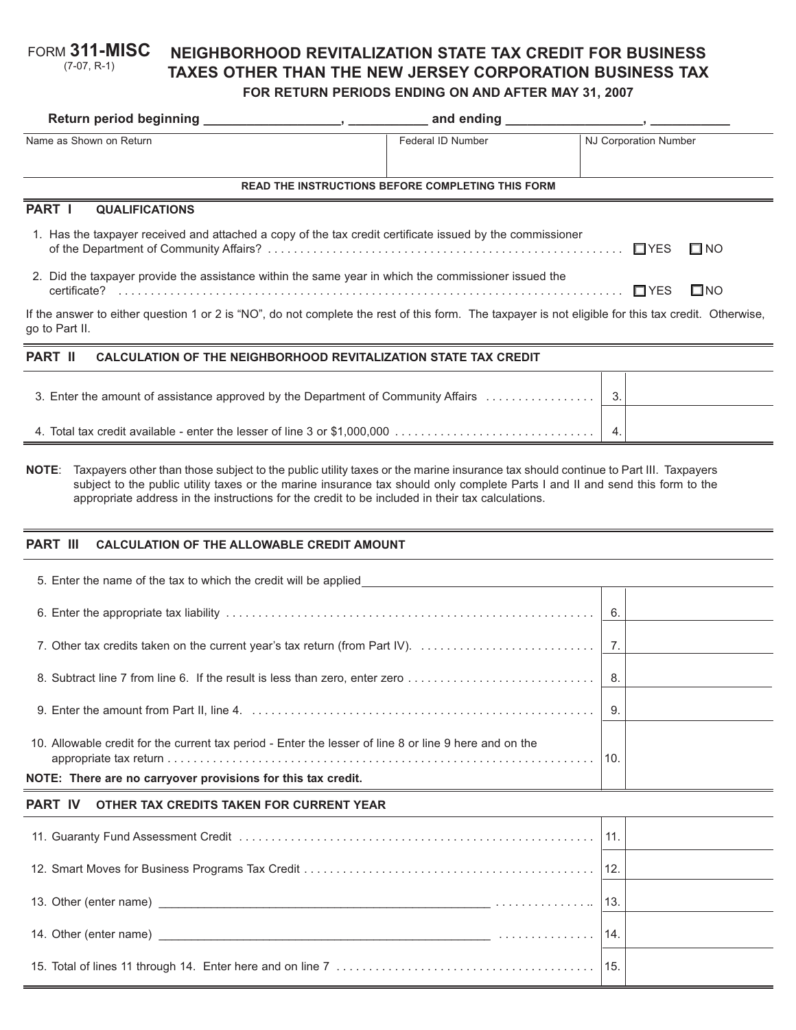FORM **311-MISC**
(7-07, R-1)

# NEIGHBORHOOD REVITALIZATION STATE TAX CREDIT FOR BUSINESS TAXES OTHER THAN THE NEW JERSEY CORPORATION BUSINESS TAX

**FOR RETURN PERIODS ENDING ON AND AFTER MAY 31, 2007**

**Return period beginning __________________, __________ and ending __________________, __________**

| Name as Shown on Return | Federal ID Number | NJ Corporation Number |
|---|---|---|
| | | |

**READ THE INSTRUCTIONS BEFORE COMPLETING THIS FORM**

## PART I QUALIFICATIONS

1. Has the taxpayer received and attached a copy of the tax credit certificate issued by the commissioner of the Department of Community Affairs? . . . . . . . . ☐ YES ☐ NO

2. Did the taxpayer provide the assistance within the same year in which the commissioner issued the certificate? . . . . . . . . ☐ YES ☐ NO

If the answer to either question 1 or 2 is "NO", do not complete the rest of this form. The taxpayer is not eligible for this tax credit. Otherwise, go to Part II.

## PART II CALCULATION OF THE NEIGHBORHOOD REVITALIZATION STATE TAX CREDIT

| | | |
|---|---|---|
| 3. Enter the amount of assistance approved by the Department of Community Affairs . . . . . . . . | 3. | |
| 4. Total tax credit available - enter the lesser of line 3 or $1,000,000 . . . . . . . . | 4. | |

**NOTE**: Taxpayers other than those subject to the public utility taxes or the marine insurance tax should continue to Part III. Taxpayers subject to the public utility taxes or the marine insurance tax should only complete Parts I and II and send this form to the appropriate address in the instructions for the credit to be included in their tax calculations.

## PART III CALCULATION OF THE ALLOWABLE CREDIT AMOUNT

5. Enter the name of the tax to which the credit will be applied ____________________

| | | |
|---|---|---|
| 6. Enter the appropriate tax liability . . . . . . . . | 6. | |
| 7. Other tax credits taken on the current year's tax return (from Part IV). . . . . . . . | 7. | |
| 8. Subtract line 7 from line 6. If the result is less than zero, enter zero . . . . . . . . | 8. | |
| 9. Enter the amount from Part II, line 4. . . . . . . . | 9. | |
| 10. Allowable credit for the current tax period - Enter the lesser of line 8 or line 9 here and on the appropriate tax return . . . . . . . . | 10. | |

**NOTE: There are no carryover provisions for this tax credit.**

## PART IV OTHER TAX CREDITS TAKEN FOR CURRENT YEAR

| | | |
|---|---|---|
| 11. Guaranty Fund Assessment Credit . . . . . . . . | 11. | |
| 12. Smart Moves for Business Programs Tax Credit . . . . . . . . | 12. | |
| 13. Other (enter name) ____________________ . . . . . . . . | 13. | |
| 14. Other (enter name) ____________________ . . . . . . . . | 14. | |
| 15. Total of lines 11 through 14. Enter here and on line 7 . . . . . . . . | 15. | |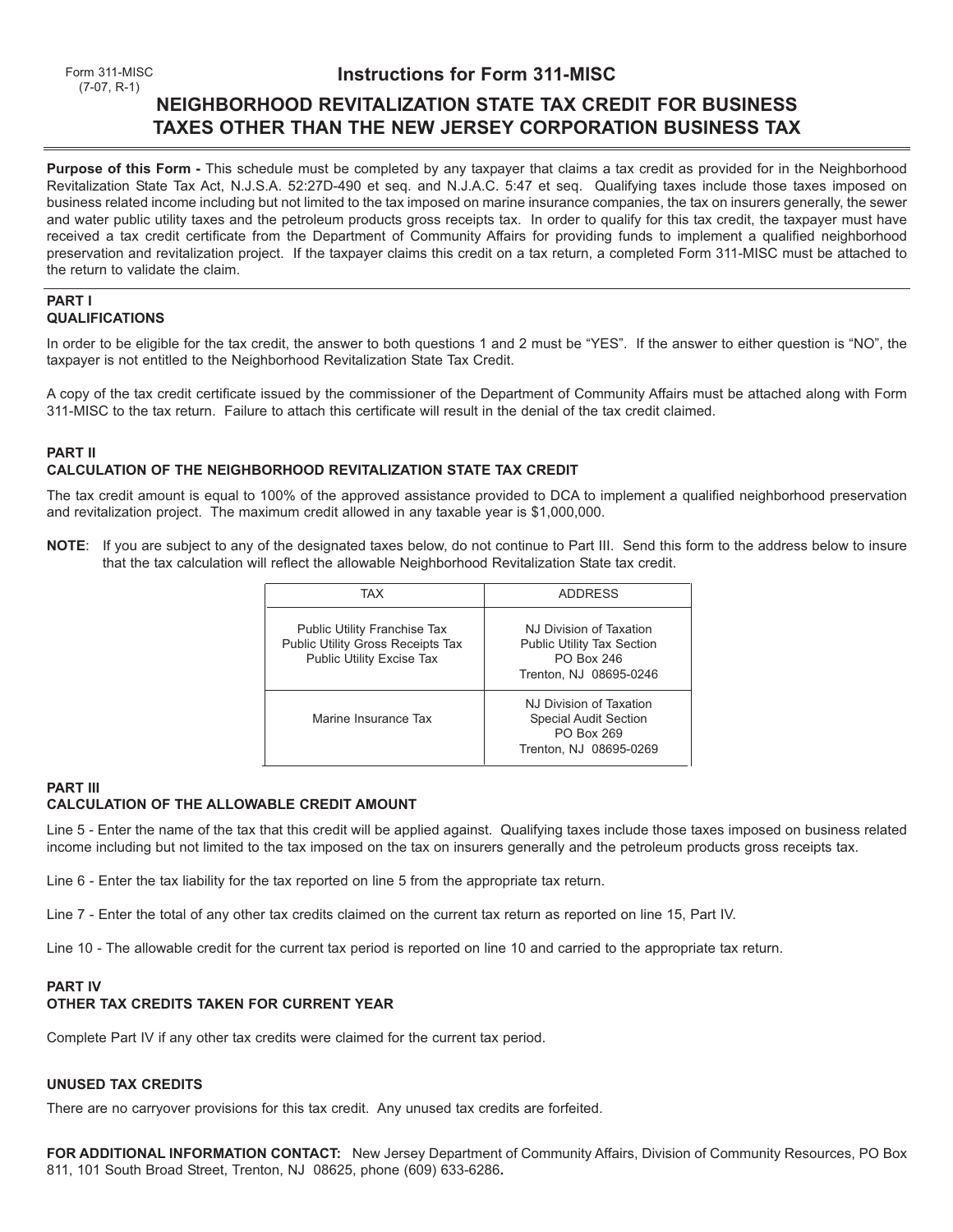Form 311-MISC
(7-07, R-1)

# Instructions for Form 311-MISC

## NEIGHBORHOOD REVITALIZATION STATE TAX CREDIT FOR BUSINESS TAXES OTHER THAN THE NEW JERSEY CORPORATION BUSINESS TAX

**Purpose of this Form -** This schedule must be completed by any taxpayer that claims a tax credit as provided for in the Neighborhood Revitalization State Tax Act, N.J.S.A. 52:27D-490 et seq. and N.J.A.C. 5:47 et seq. Qualifying taxes include those taxes imposed on business related income including but not limited to the tax imposed on marine insurance companies, the tax on insurers generally, the sewer and water public utility taxes and the petroleum products gross receipts tax. In order to qualify for this tax credit, the taxpayer must have received a tax credit certificate from the Department of Community Affairs for providing funds to implement a qualified neighborhood preservation and revitalization project. If the taxpayer claims this credit on a tax return, a completed Form 311-MISC must be attached to the return to validate the claim.

### PART I
### QUALIFICATIONS

In order to be eligible for the tax credit, the answer to both questions 1 and 2 must be "YES". If the answer to either question is "NO", the taxpayer is not entitled to the Neighborhood Revitalization State Tax Credit.

A copy of the tax credit certificate issued by the commissioner of the Department of Community Affairs must be attached along with Form 311-MISC to the tax return. Failure to attach this certificate will result in the denial of the tax credit claimed.

### PART II
### CALCULATION OF THE NEIGHBORHOOD REVITALIZATION STATE TAX CREDIT

The tax credit amount is equal to 100% of the approved assistance provided to DCA to implement a qualified neighborhood preservation and revitalization project. The maximum credit allowed in any taxable year is $1,000,000.

**NOTE**: If you are subject to any of the designated taxes below, do not continue to Part III. Send this form to the address below to insure that the tax calculation will reflect the allowable Neighborhood Revitalization State tax credit.

| TAX | ADDRESS |
|---|---|
| Public Utility Franchise Tax<br>Public Utility Gross Receipts Tax<br>Public Utility Excise Tax | NJ Division of Taxation<br>Public Utility Tax Section<br>PO Box 246<br>Trenton, NJ 08695-0246 |
| Marine Insurance Tax | NJ Division of Taxation<br>Special Audit Section<br>PO Box 269<br>Trenton, NJ 08695-0269 |

### PART III
### CALCULATION OF THE ALLOWABLE CREDIT AMOUNT

Line 5 - Enter the name of the tax that this credit will be applied against. Qualifying taxes include those taxes imposed on business related income including but not limited to the tax imposed on the tax on insurers generally and the petroleum products gross receipts tax.

Line 6 - Enter the tax liability for the tax reported on line 5 from the appropriate tax return.

Line 7 - Enter the total of any other tax credits claimed on the current tax return as reported on line 15, Part IV.

Line 10 - The allowable credit for the current tax period is reported on line 10 and carried to the appropriate tax return.

### PART IV
### OTHER TAX CREDITS TAKEN FOR CURRENT YEAR

Complete Part IV if any other tax credits were claimed for the current tax period.

### UNUSED TAX CREDITS

There are no carryover provisions for this tax credit. Any unused tax credits are forfeited.

**FOR ADDITIONAL INFORMATION CONTACT:** New Jersey Department of Community Affairs, Division of Community Resources, PO Box 811, 101 South Broad Street, Trenton, NJ 08625, phone (609) 633-6286**.**